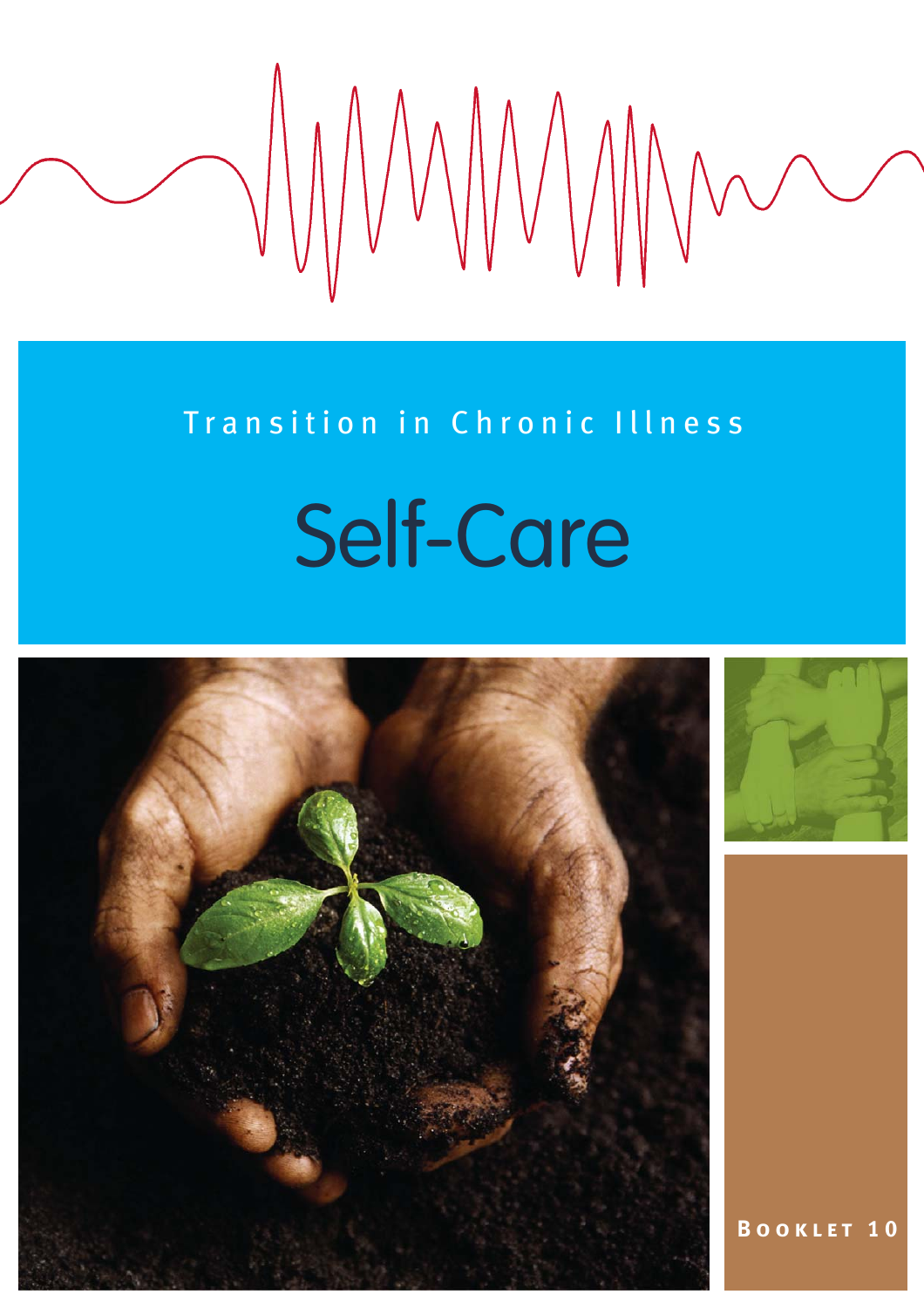Transition in Chronic Illness

# Self-Care

**Booklet 10**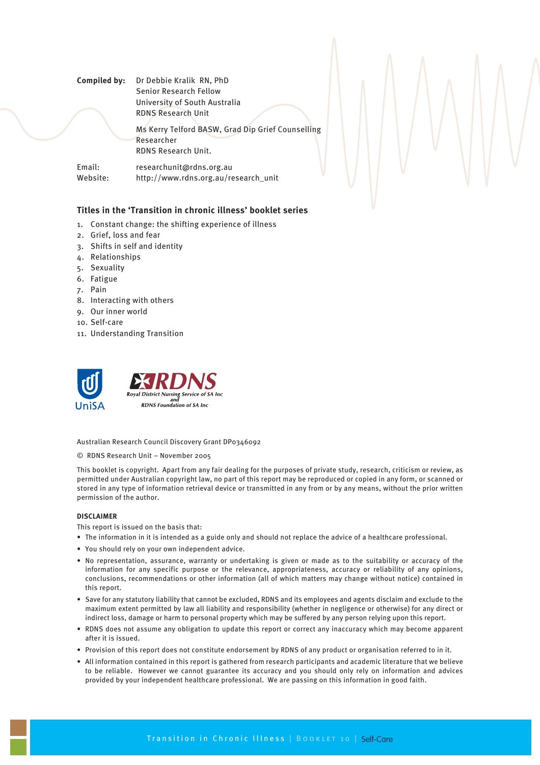**Compiled by:** Dr Debbie Kralik RN, PhD
Senior Research Fellow
University of South Australia
RDNS Research Unit

Ms Kerry Telford BASW, Grad Dip Grief Counselling
Researcher
RDNS Research Unit.

Email: researchunit@rdns.org.au
Website: http://www.rdns.org.au/research_unit

**Titles in the 'Transition in chronic illness' booklet series**

1. Constant change: the shifting experience of illness
2. Grief, loss and fear
3. Shifts in self and identity
4. Relationships
5. Sexuality
6. Fatigue
7. Pain
8. Interacting with others
9. Our inner world
10. Self-care
11. Understanding Transition

UniSA

RDNS
*Royal District Nursing Service of SA Inc*
*and*
*RDNS Foundation of SA Inc*

Australian Research Council Discovery Grant DP0346092

© RDNS Research Unit – November 2005

This booklet is copyright. Apart from any fair dealing for the purposes of private study, research, criticism or review, as permitted under Australian copyright law, no part of this report may be reproduced or copied in any form, or scanned or stored in any type of information retrieval device or transmitted in any from or by any means, without the prior written permission of the author.

**DISCLAIMER**

This report is issued on the basis that:

- The information in it is intended as a guide only and should not replace the advice of a healthcare professional.
- You should rely on your own independent advice.
- No representation, assurance, warranty or undertaking is given or made as to the suitability or accuracy of the information for any specific purpose or the relevance, appropriateness, accuracy or reliability of any opinions, conclusions, recommendations or other information (all of which matters may change without notice) contained in this report.
- Save for any statutory liability that cannot be excluded, RDNS and its employees and agents disclaim and exclude to the maximum extent permitted by law all liability and responsibility (whether in negligence or otherwise) for any direct or indirect loss, damage or harm to personal property which may be suffered by any person relying upon this report.
- RDNS does not assume any obligation to update this report or correct any inaccuracy which may become apparent after it is issued.
- Provision of this report does not constitute endorsement by RDNS of any product or organisation referred to in it.
- All information contained in this report is gathered from research participants and academic literature that we believe to be reliable. However we cannot guarantee its accuracy and you should only rely on information and advices provided by your independent healthcare professional. We are passing on this information in good faith.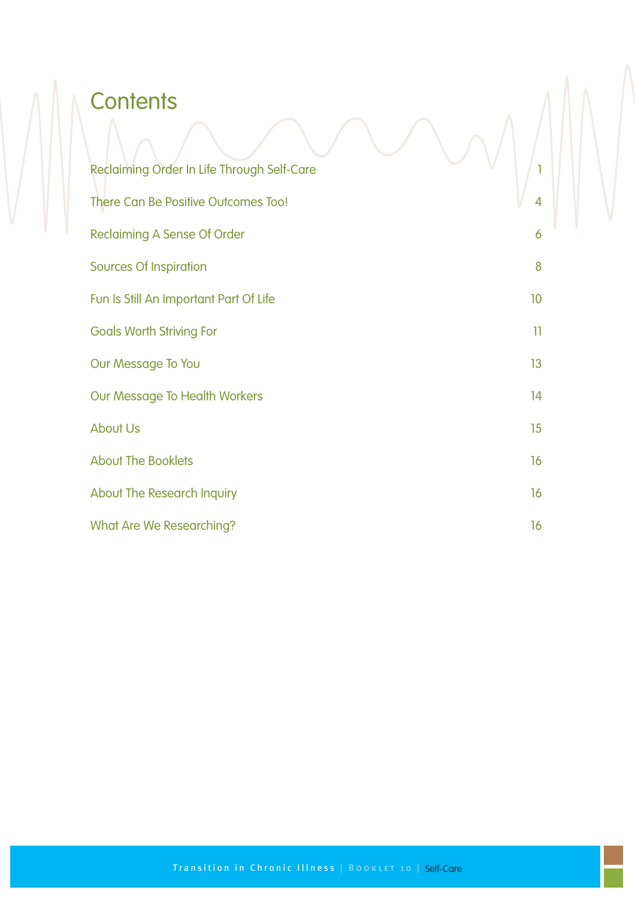# Contents

| | |
|---|---|
| Reclaiming Order In Life Through Self-Care | 1 |
| There Can Be Positive Outcomes Too! | 4 |
| Reclaiming A Sense Of Order | 6 |
| Sources Of Inspiration | 8 |
| Fun Is Still An Important Part Of Life | 10 |
| Goals Worth Striving For | 11 |
| Our Message To You | 13 |
| Our Message To Health Workers | 14 |
| About Us | 15 |
| About The Booklets | 16 |
| About The Research Inquiry | 16 |
| What Are We Researching? | 16 |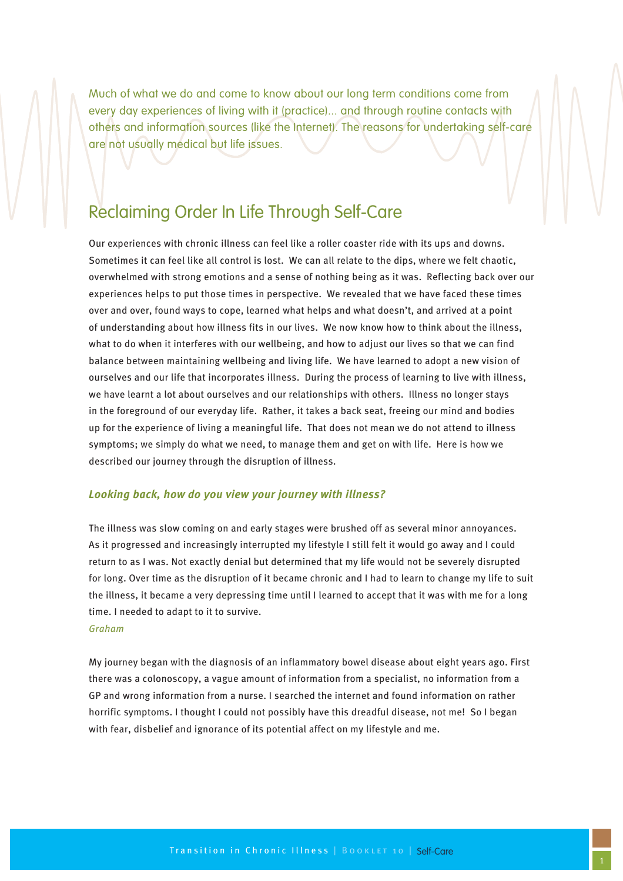Much of what we do and come to know about our long term conditions come from every day experiences of living with it (practice)... and through routine contacts with others and information sources (like the Internet). The reasons for undertaking self-care are not usually medical but life issues.

## Reclaiming Order In Life Through Self-Care

Our experiences with chronic illness can feel like a roller coaster ride with its ups and downs. Sometimes it can feel like all control is lost. We can all relate to the dips, where we felt chaotic, overwhelmed with strong emotions and a sense of nothing being as it was. Reflecting back over our experiences helps to put those times in perspective. We revealed that we have faced these times over and over, found ways to cope, learned what helps and what doesn't, and arrived at a point of understanding about how illness fits in our lives. We now know how to think about the illness, what to do when it interferes with our wellbeing, and how to adjust our lives so that we can find balance between maintaining wellbeing and living life. We have learned to adopt a new vision of ourselves and our life that incorporates illness. During the process of learning to live with illness, we have learnt a lot about ourselves and our relationships with others. Illness no longer stays in the foreground of our everyday life. Rather, it takes a back seat, freeing our mind and bodies up for the experience of living a meaningful life. That does not mean we do not attend to illness symptoms; we simply do what we need, to manage them and get on with life. Here is how we described our journey through the disruption of illness.

### *Looking back, how do you view your journey with illness?*

The illness was slow coming on and early stages were brushed off as several minor annoyances. As it progressed and increasingly interrupted my lifestyle I still felt it would go away and I could return to as I was. Not exactly denial but determined that my life would not be severely disrupted for long. Over time as the disruption of it became chronic and I had to learn to change my life to suit the illness, it became a very depressing time until I learned to accept that it was with me for a long time. I needed to adapt to it to survive.
*Graham*

My journey began with the diagnosis of an inflammatory bowel disease about eight years ago. First there was a colonoscopy, a vague amount of information from a specialist, no information from a GP and wrong information from a nurse. I searched the internet and found information on rather horrific symptoms. I thought I could not possibly have this dreadful disease, not me! So I began with fear, disbelief and ignorance of its potential affect on my lifestyle and me.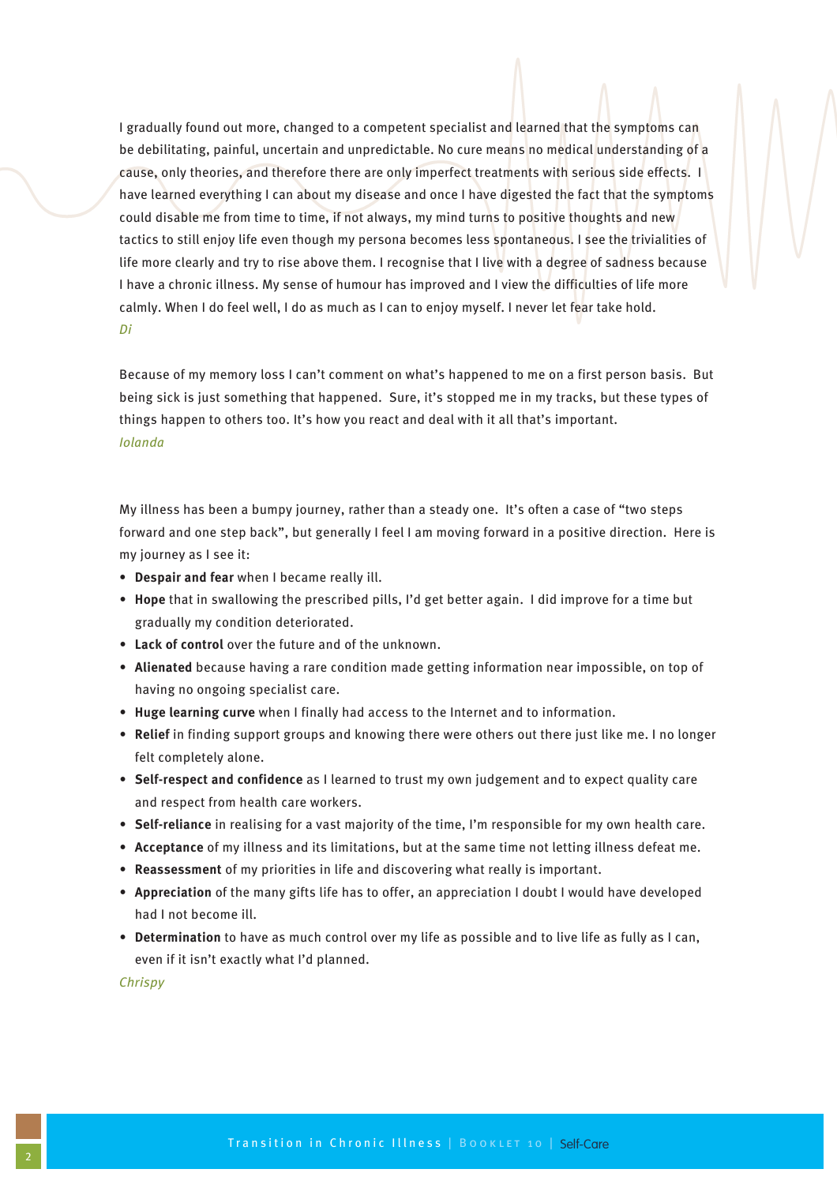I gradually found out more, changed to a competent specialist and learned that the symptoms can be debilitating, painful, uncertain and unpredictable. No cure means no medical understanding of a cause, only theories, and therefore there are only imperfect treatments with serious side effects. I have learned everything I can about my disease and once I have digested the fact that the symptoms could disable me from time to time, if not always, my mind turns to positive thoughts and new tactics to still enjoy life even though my persona becomes less spontaneous. I see the trivialities of life more clearly and try to rise above them. I recognise that I live with a degree of sadness because I have a chronic illness. My sense of humour has improved and I view the difficulties of life more calmly. When I do feel well, I do as much as I can to enjoy myself. I never let fear take hold.
*Di*

Because of my memory loss I can't comment on what's happened to me on a first person basis. But being sick is just something that happened. Sure, it's stopped me in my tracks, but these types of things happen to others too. It's how you react and deal with it all that's important.
*Iolanda*

My illness has been a bumpy journey, rather than a steady one. It's often a case of "two steps forward and one step back", but generally I feel I am moving forward in a positive direction. Here is my journey as I see it:

- **Despair and fear** when I became really ill.
- **Hope** that in swallowing the prescribed pills, I'd get better again. I did improve for a time but gradually my condition deteriorated.
- **Lack of control** over the future and of the unknown.
- **Alienated** because having a rare condition made getting information near impossible, on top of having no ongoing specialist care.
- **Huge learning curve** when I finally had access to the Internet and to information.
- **Relief** in finding support groups and knowing there were others out there just like me. I no longer felt completely alone.
- **Self-respect and confidence** as I learned to trust my own judgement and to expect quality care and respect from health care workers.
- **Self-reliance** in realising for a vast majority of the time, I'm responsible for my own health care.
- **Acceptance** of my illness and its limitations, but at the same time not letting illness defeat me.
- **Reassessment** of my priorities in life and discovering what really is important.
- **Appreciation** of the many gifts life has to offer, an appreciation I doubt I would have developed had I not become ill.
- **Determination** to have as much control over my life as possible and to live life as fully as I can, even if it isn't exactly what I'd planned.

*Chrispy*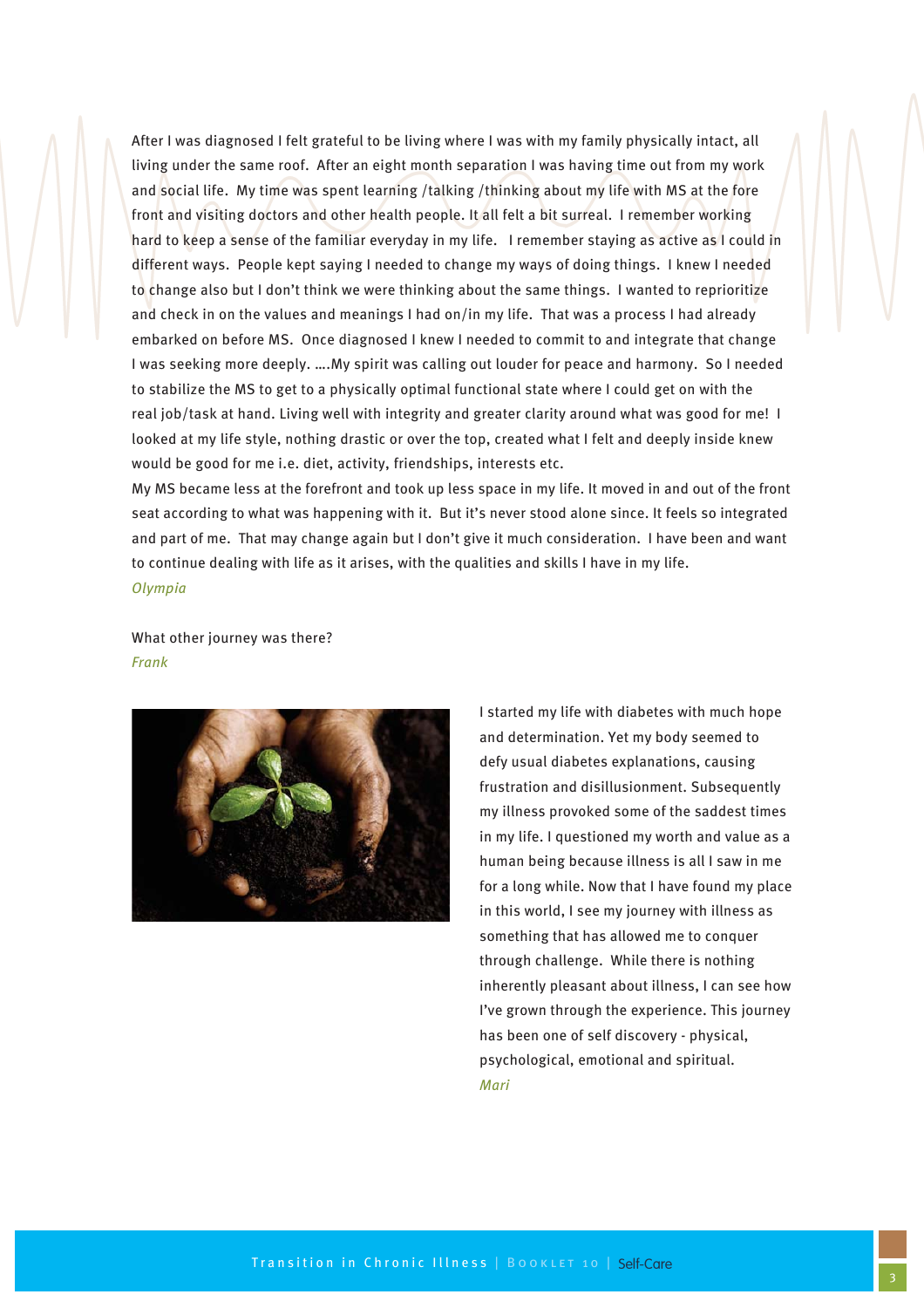After I was diagnosed I felt grateful to be living where I was with my family physically intact, all living under the same roof. After an eight month separation I was having time out from my work and social life. My time was spent learning /talking /thinking about my life with MS at the fore front and visiting doctors and other health people. It all felt a bit surreal. I remember working hard to keep a sense of the familiar everyday in my life. I remember staying as active as I could in different ways. People kept saying I needed to change my ways of doing things. I knew I needed to change also but I don't think we were thinking about the same things. I wanted to reprioritize and check in on the values and meanings I had on/in my life. That was a process I had already embarked on before MS. Once diagnosed I knew I needed to commit to and integrate that change I was seeking more deeply. ….My spirit was calling out louder for peace and harmony. So I needed to stabilize the MS to get to a physically optimal functional state where I could get on with the real job/task at hand. Living well with integrity and greater clarity around what was good for me! I looked at my life style, nothing drastic or over the top, created what I felt and deeply inside knew would be good for me i.e. diet, activity, friendships, interests etc.

My MS became less at the forefront and took up less space in my life. It moved in and out of the front seat according to what was happening with it. But it's never stood alone since. It feels so integrated and part of me. That may change again but I don't give it much consideration. I have been and want to continue dealing with life as it arises, with the qualities and skills I have in my life.

*Olympia*

What other journey was there?

*Frank*

I started my life with diabetes with much hope and determination. Yet my body seemed to defy usual diabetes explanations, causing frustration and disillusionment. Subsequently my illness provoked some of the saddest times in my life. I questioned my worth and value as a human being because illness is all I saw in me for a long while. Now that I have found my place in this world, I see my journey with illness as something that has allowed me to conquer through challenge. While there is nothing inherently pleasant about illness, I can see how I've grown through the experience. This journey has been one of self discovery - physical, psychological, emotional and spiritual.

*Mari*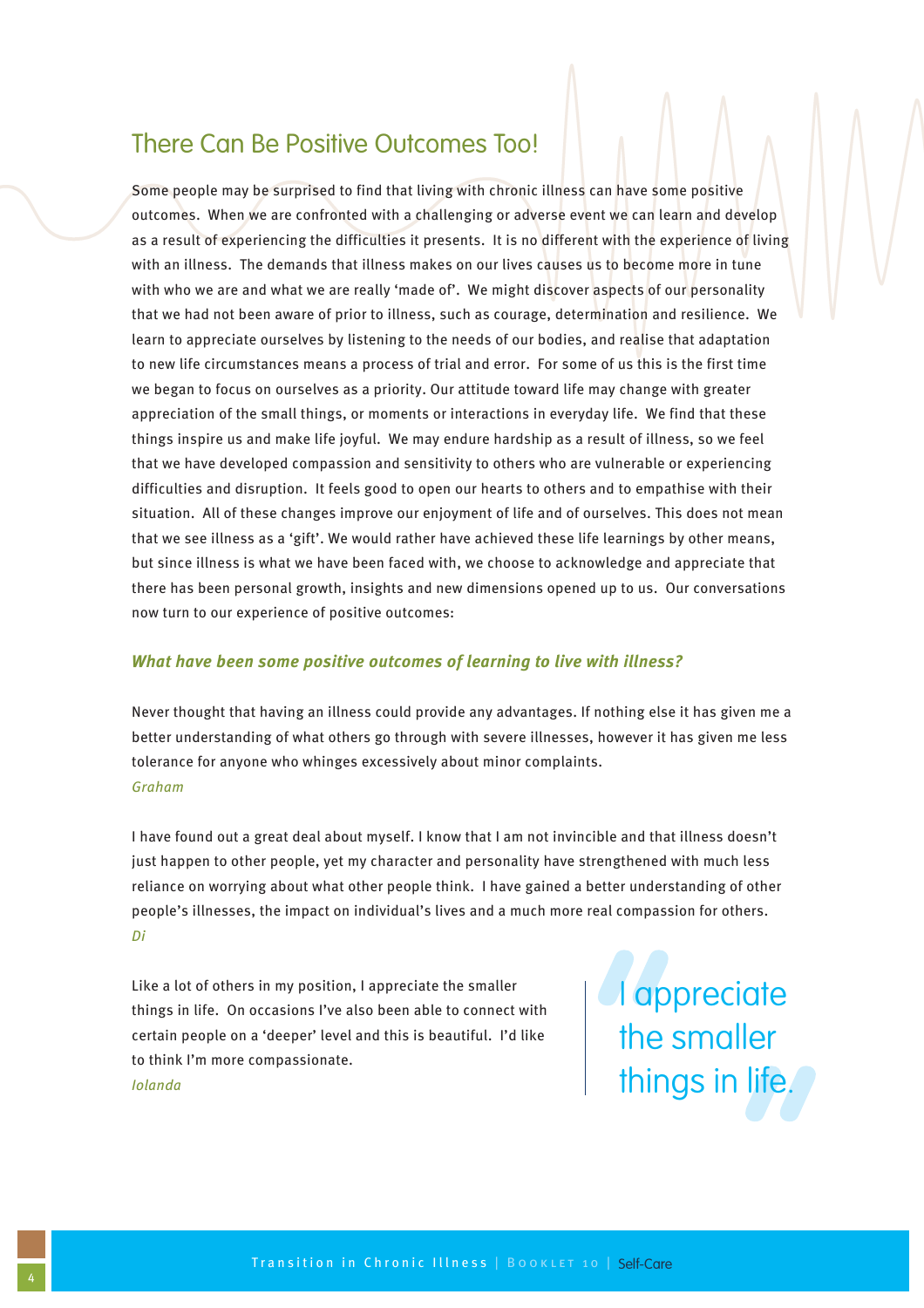## There Can Be Positive Outcomes Too!

Some people may be surprised to find that living with chronic illness can have some positive outcomes. When we are confronted with a challenging or adverse event we can learn and develop as a result of experiencing the difficulties it presents. It is no different with the experience of living with an illness. The demands that illness makes on our lives causes us to become more in tune with who we are and what we are really 'made of'. We might discover aspects of our personality that we had not been aware of prior to illness, such as courage, determination and resilience. We learn to appreciate ourselves by listening to the needs of our bodies, and realise that adaptation to new life circumstances means a process of trial and error. For some of us this is the first time we began to focus on ourselves as a priority. Our attitude toward life may change with greater appreciation of the small things, or moments or interactions in everyday life. We find that these things inspire us and make life joyful. We may endure hardship as a result of illness, so we feel that we have developed compassion and sensitivity to others who are vulnerable or experiencing difficulties and disruption. It feels good to open our hearts to others and to empathise with their situation. All of these changes improve our enjoyment of life and of ourselves. This does not mean that we see illness as a 'gift'. We would rather have achieved these life learnings by other means, but since illness is what we have been faced with, we choose to acknowledge and appreciate that there has been personal growth, insights and new dimensions opened up to us. Our conversations now turn to our experience of positive outcomes:

***What have been some positive outcomes of learning to live with illness?***

Never thought that having an illness could provide any advantages. If nothing else it has given me a better understanding of what others go through with severe illnesses, however it has given me less tolerance for anyone who whinges excessively about minor complaints.
*Graham*

I have found out a great deal about myself. I know that I am not invincible and that illness doesn't just happen to other people, yet my character and personality have strengthened with much less reliance on worrying about what other people think. I have gained a better understanding of other people's illnesses, the impact on individual's lives and a much more real compassion for others.
*Di*

Like a lot of others in my position, I appreciate the smaller things in life. On occasions I've also been able to connect with certain people on a 'deeper' level and this is beautiful. I'd like to think I'm more compassionate.
*Iolanda*

> I appreciate the smaller things in life.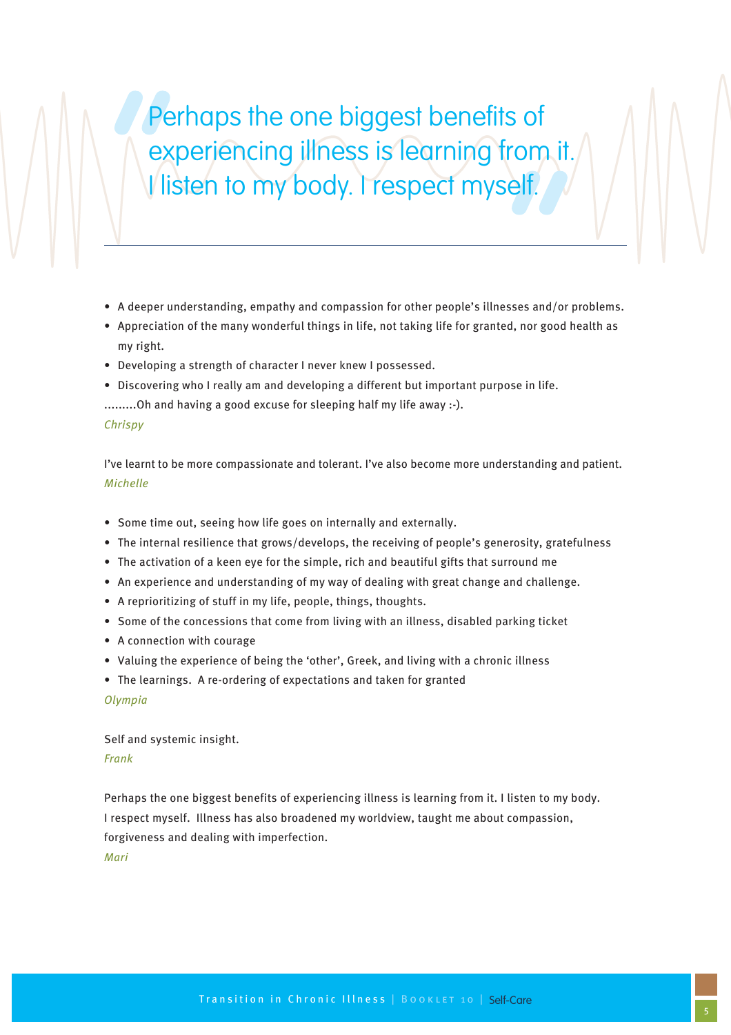> Perhaps the one biggest benefits of experiencing illness is learning from it. I listen to my body. I respect myself.

---

- A deeper understanding, empathy and compassion for other people's illnesses and/or problems.
- Appreciation of the many wonderful things in life, not taking life for granted, nor good health as my right.
- Developing a strength of character I never knew I possessed.
- Discovering who I really am and developing a different but important purpose in life.

.........Oh and having a good excuse for sleeping half my life away :-).

*Chrispy*

I've learnt to be more compassionate and tolerant. I've also become more understanding and patient.

*Michelle*

- Some time out, seeing how life goes on internally and externally.
- The internal resilience that grows/develops, the receiving of people's generosity, gratefulness
- The activation of a keen eye for the simple, rich and beautiful gifts that surround me
- An experience and understanding of my way of dealing with great change and challenge.
- A reprioritizing of stuff in my life, people, things, thoughts.
- Some of the concessions that come from living with an illness, disabled parking ticket
- A connection with courage
- Valuing the experience of being the 'other', Greek, and living with a chronic illness
- The learnings. A re-ordering of expectations and taken for granted

*Olympia*

Self and systemic insight.

*Frank*

Perhaps the one biggest benefits of experiencing illness is learning from it. I listen to my body. I respect myself. Illness has also broadened my worldview, taught me about compassion, forgiveness and dealing with imperfection.

*Mari*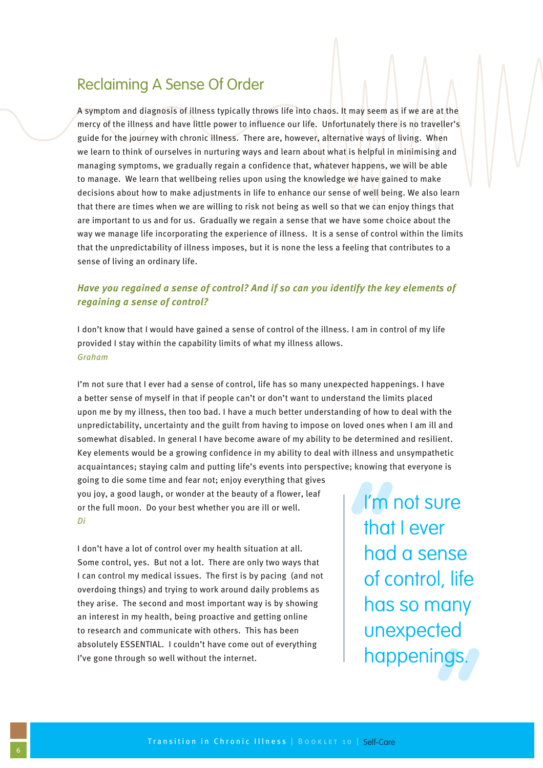## Reclaiming A Sense Of Order

A symptom and diagnosis of illness typically throws life into chaos. It may seem as if we are at the mercy of the illness and have little power to influence our life. Unfortunately there is no traveller's guide for the journey with chronic illness. There are, however, alternative ways of living. When we learn to think of ourselves in nurturing ways and learn about what is helpful in minimising and managing symptoms, we gradually regain a confidence that, whatever happens, we will be able to manage. We learn that wellbeing relies upon using the knowledge we have gained to make decisions about how to make adjustments in life to enhance our sense of well being. We also learn that there are times when we are willing to risk not being as well so that we can enjoy things that are important to us and for us. Gradually we regain a sense that we have some choice about the way we manage life incorporating the experience of illness. It is a sense of control within the limits that the unpredictability of illness imposes, but it is none the less a feeling that contributes to a sense of living an ordinary life.

***Have you regained a sense of control? And if so can you identify the key elements of regaining a sense of control?***

I don't know that I would have gained a sense of control of the illness. I am in control of my life provided I stay within the capability limits of what my illness allows.
*Graham*

I'm not sure that I ever had a sense of control, life has so many unexpected happenings. I have a better sense of myself in that if people can't or don't want to understand the limits placed upon me by my illness, then too bad. I have a much better understanding of how to deal with the unpredictability, uncertainty and the guilt from having to impose on loved ones when I am ill and somewhat disabled. In general I have become aware of my ability to be determined and resilient. Key elements would be a growing confidence in my ability to deal with illness and unsympathetic acquaintances; staying calm and putting life's events into perspective; knowing that everyone is going to die some time and fear not; enjoy everything that gives you joy, a good laugh, or wonder at the beauty of a flower, leaf or the full moon. Do your best whether you are ill or well.
*Di*

I don't have a lot of control over my health situation at all. Some control, yes. But not a lot. There are only two ways that I can control my medical issues. The first is by pacing (and not overdoing things) and trying to work around daily problems as they arise. The second and most important way is by showing an interest in my health, being proactive and getting online to research and communicate with others. This has been absolutely ESSENTIAL. I couldn't have come out of everything I've gone through so well without the internet.

> "I'm not sure that I ever had a sense of control, life has so many unexpected happenings."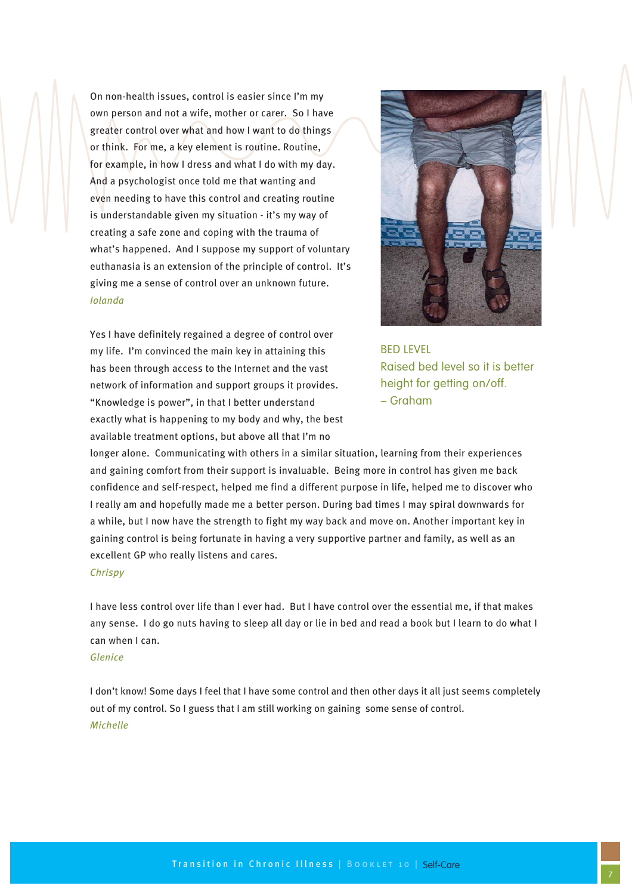On non-health issues, control is easier since I'm my own person and not a wife, mother or carer. So I have greater control over what and how I want to do things or think. For me, a key element is routine. Routine, for example, in how I dress and what I do with my day. And a psychologist once told me that wanting and even needing to have this control and creating routine is understandable given my situation - it's my way of creating a safe zone and coping with the trauma of what's happened. And I suppose my support of voluntary euthanasia is an extension of the principle of control. It's giving me a sense of control over an unknown future.
*Iolanda*

BED LEVEL
Raised bed level so it is better height for getting on/off.
– Graham

Yes I have definitely regained a degree of control over my life. I'm convinced the main key in attaining this has been through access to the Internet and the vast network of information and support groups it provides. "Knowledge is power", in that I better understand exactly what is happening to my body and why, the best available treatment options, but above all that I'm no longer alone. Communicating with others in a similar situation, learning from their experiences and gaining comfort from their support is invaluable. Being more in control has given me back confidence and self-respect, helped me find a different purpose in life, helped me to discover who I really am and hopefully made me a better person. During bad times I may spiral downwards for a while, but I now have the strength to fight my way back and move on. Another important key in gaining control is being fortunate in having a very supportive partner and family, as well as an excellent GP who really listens and cares.
*Chrispy*

I have less control over life than I ever had. But I have control over the essential me, if that makes any sense. I do go nuts having to sleep all day or lie in bed and read a book but I learn to do what I can when I can.
*Glenice*

I don't know! Some days I feel that I have some control and then other days it all just seems completely out of my control. So I guess that I am still working on gaining some sense of control.
*Michelle*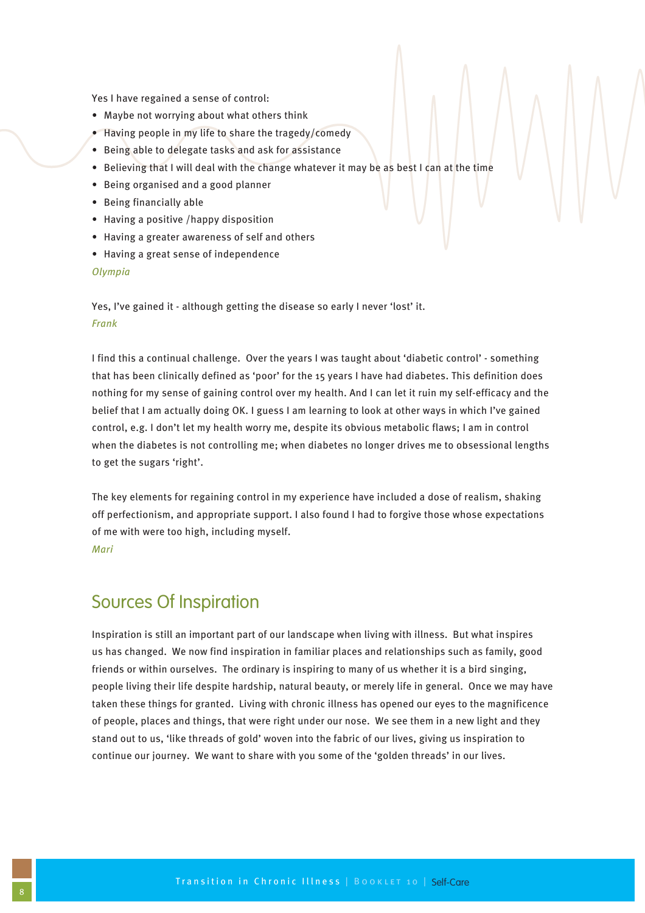Yes I have regained a sense of control:

- Maybe not worrying about what others think
- Having people in my life to share the tragedy/comedy
- Being able to delegate tasks and ask for assistance
- Believing that I will deal with the change whatever it may be as best I can at the time
- Being organised and a good planner
- Being financially able
- Having a positive /happy disposition
- Having a greater awareness of self and others
- Having a great sense of independence

*Olympia*

Yes, I've gained it - although getting the disease so early I never 'lost' it.
*Frank*

I find this a continual challenge. Over the years I was taught about 'diabetic control' - something that has been clinically defined as 'poor' for the 15 years I have had diabetes. This definition does nothing for my sense of gaining control over my health. And I can let it ruin my self-efficacy and the belief that I am actually doing OK. I guess I am learning to look at other ways in which I've gained control, e.g. I don't let my health worry me, despite its obvious metabolic flaws; I am in control when the diabetes is not controlling me; when diabetes no longer drives me to obsessional lengths to get the sugars 'right'.

The key elements for regaining control in my experience have included a dose of realism, shaking off perfectionism, and appropriate support. I also found I had to forgive those whose expectations of me with were too high, including myself.
*Mari*

## Sources Of Inspiration

Inspiration is still an important part of our landscape when living with illness. But what inspires us has changed. We now find inspiration in familiar places and relationships such as family, good friends or within ourselves. The ordinary is inspiring to many of us whether it is a bird singing, people living their life despite hardship, natural beauty, or merely life in general. Once we may have taken these things for granted. Living with chronic illness has opened our eyes to the magnificence of people, places and things, that were right under our nose. We see them in a new light and they stand out to us, 'like threads of gold' woven into the fabric of our lives, giving us inspiration to continue our journey. We want to share with you some of the 'golden threads' in our lives.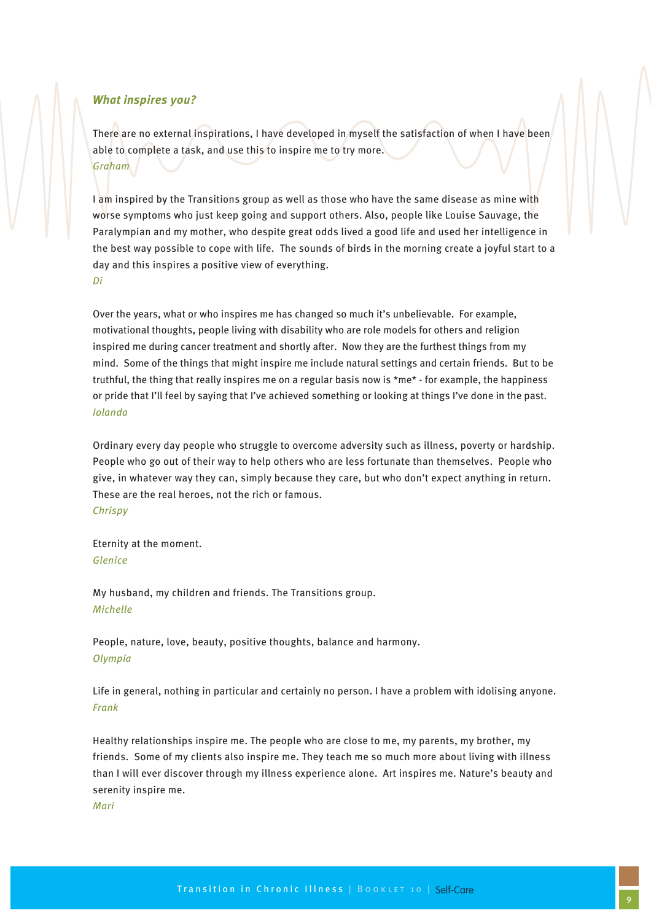### *What inspires you?*

There are no external inspirations, I have developed in myself the satisfaction of when I have been able to complete a task, and use this to inspire me to try more.
*Graham*

I am inspired by the Transitions group as well as those who have the same disease as mine with worse symptoms who just keep going and support others. Also, people like Louise Sauvage, the Paralympian and my mother, who despite great odds lived a good life and used her intelligence in the best way possible to cope with life. The sounds of birds in the morning create a joyful start to a day and this inspires a positive view of everything.
*Di*

Over the years, what or who inspires me has changed so much it's unbelievable. For example, motivational thoughts, people living with disability who are role models for others and religion inspired me during cancer treatment and shortly after. Now they are the furthest things from my mind. Some of the things that might inspire me include natural settings and certain friends. But to be truthful, the thing that really inspires me on a regular basis now is *me* - for example, the happiness or pride that I'll feel by saying that I've achieved something or looking at things I've done in the past.
*Iolanda*

Ordinary every day people who struggle to overcome adversity such as illness, poverty or hardship. People who go out of their way to help others who are less fortunate than themselves. People who give, in whatever way they can, simply because they care, but who don't expect anything in return. These are the real heroes, not the rich or famous.
*Chrispy*

Eternity at the moment.
*Glenice*

My husband, my children and friends. The Transitions group.
*Michelle*

People, nature, love, beauty, positive thoughts, balance and harmony.
*Olympia*

Life in general, nothing in particular and certainly no person. I have a problem with idolising anyone.
*Frank*

Healthy relationships inspire me. The people who are close to me, my parents, my brother, my friends. Some of my clients also inspire me. They teach me so much more about living with illness than I will ever discover through my illness experience alone. Art inspires me. Nature's beauty and serenity inspire me.
*Mari*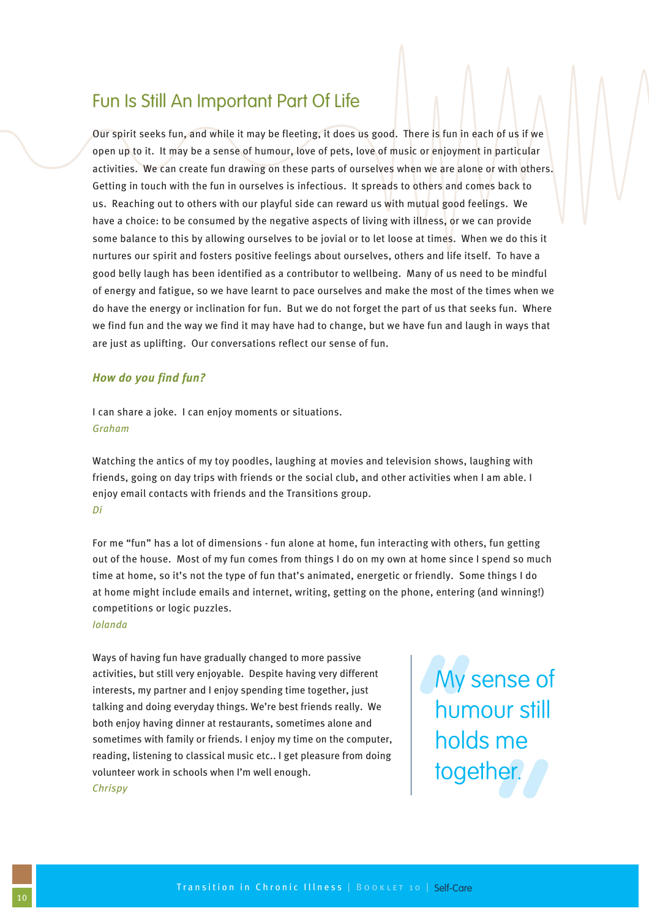## Fun Is Still An Important Part Of Life

Our spirit seeks fun, and while it may be fleeting, it does us good. There is fun in each of us if we open up to it. It may be a sense of humour, love of pets, love of music or enjoyment in particular activities. We can create fun drawing on these parts of ourselves when we are alone or with others. Getting in touch with the fun in ourselves is infectious. It spreads to others and comes back to us. Reaching out to others with our playful side can reward us with mutual good feelings. We have a choice: to be consumed by the negative aspects of living with illness, or we can provide some balance to this by allowing ourselves to be jovial or to let loose at times. When we do this it nurtures our spirit and fosters positive feelings about ourselves, others and life itself. To have a good belly laugh has been identified as a contributor to wellbeing. Many of us need to be mindful of energy and fatigue, so we have learnt to pace ourselves and make the most of the times when we do have the energy or inclination for fun. But we do not forget the part of us that seeks fun. Where we find fun and the way we find it may have had to change, but we have fun and laugh in ways that are just as uplifting. Our conversations reflect our sense of fun.

### *How do you find fun?*

I can share a joke. I can enjoy moments or situations.
*Graham*

Watching the antics of my toy poodles, laughing at movies and television shows, laughing with friends, going on day trips with friends or the social club, and other activities when I am able. I enjoy email contacts with friends and the Transitions group.
*Di*

For me "fun" has a lot of dimensions - fun alone at home, fun interacting with others, fun getting out of the house. Most of my fun comes from things I do on my own at home since I spend so much time at home, so it's not the type of fun that's animated, energetic or friendly. Some things I do at home might include emails and internet, writing, getting on the phone, entering (and winning!) competitions or logic puzzles.
*Iolanda*

Ways of having fun have gradually changed to more passive activities, but still very enjoyable. Despite having very different interests, my partner and I enjoy spending time together, just talking and doing everyday things. We're best friends really. We both enjoy having dinner at restaurants, sometimes alone and sometimes with family or friends. I enjoy my time on the computer, reading, listening to classical music etc.. I get pleasure from doing volunteer work in schools when I'm well enough.
*Chrispy*

> "My sense of humour still holds me together."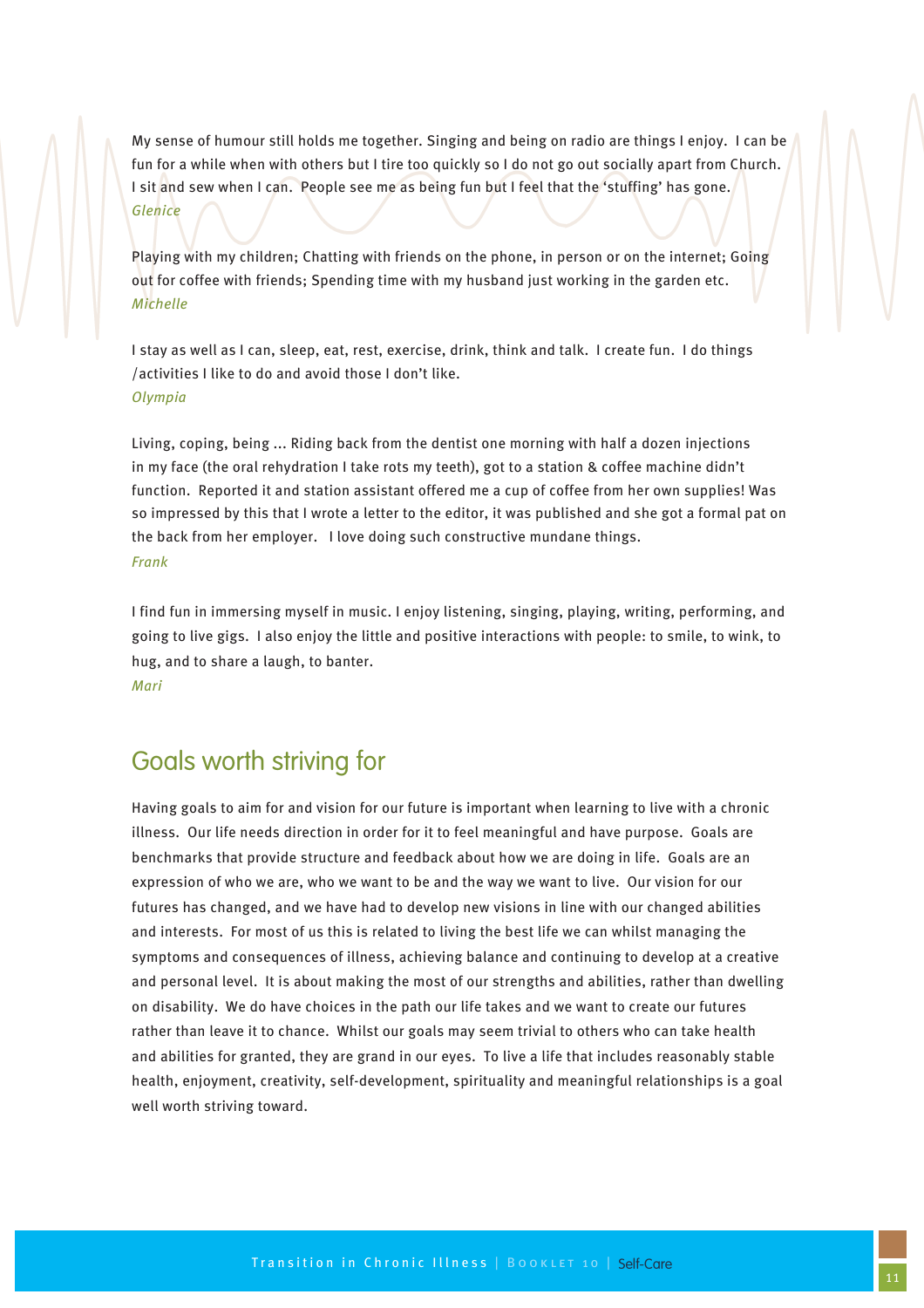My sense of humour still holds me together. Singing and being on radio are things I enjoy. I can be fun for a while when with others but I tire too quickly so I do not go out socially apart from Church. I sit and sew when I can. People see me as being fun but I feel that the 'stuffing' has gone.
*Glenice*

Playing with my children; Chatting with friends on the phone, in person or on the internet; Going out for coffee with friends; Spending time with my husband just working in the garden etc.
*Michelle*

I stay as well as I can, sleep, eat, rest, exercise, drink, think and talk. I create fun. I do things /activities I like to do and avoid those I don't like.
*Olympia*

Living, coping, being ... Riding back from the dentist one morning with half a dozen injections in my face (the oral rehydration I take rots my teeth), got to a station & coffee machine didn't function. Reported it and station assistant offered me a cup of coffee from her own supplies! Was so impressed by this that I wrote a letter to the editor, it was published and she got a formal pat on the back from her employer. I love doing such constructive mundane things.
*Frank*

I find fun in immersing myself in music. I enjoy listening, singing, playing, writing, performing, and going to live gigs. I also enjoy the little and positive interactions with people: to smile, to wink, to hug, and to share a laugh, to banter.
*Mari*

## Goals worth striving for

Having goals to aim for and vision for our future is important when learning to live with a chronic illness. Our life needs direction in order for it to feel meaningful and have purpose. Goals are benchmarks that provide structure and feedback about how we are doing in life. Goals are an expression of who we are, who we want to be and the way we want to live. Our vision for our futures has changed, and we have had to develop new visions in line with our changed abilities and interests. For most of us this is related to living the best life we can whilst managing the symptoms and consequences of illness, achieving balance and continuing to develop at a creative and personal level. It is about making the most of our strengths and abilities, rather than dwelling on disability. We do have choices in the path our life takes and we want to create our futures rather than leave it to chance. Whilst our goals may seem trivial to others who can take health and abilities for granted, they are grand in our eyes. To live a life that includes reasonably stable health, enjoyment, creativity, self-development, spirituality and meaningful relationships is a goal well worth striving toward.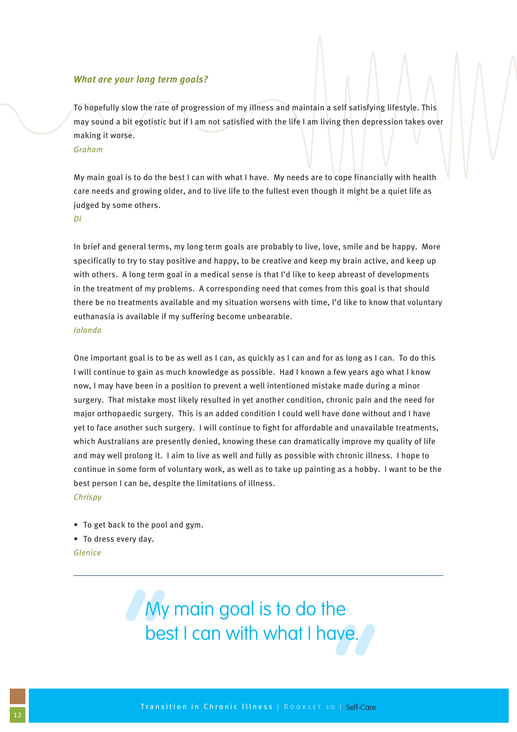### *What are your long term goals?*

To hopefully slow the rate of progression of my illness and maintain a self satisfying lifestyle. This may sound a bit egotistic but if I am not satisfied with the life I am living then depression takes over making it worse.

*Graham*

My main goal is to do the best I can with what I have. My needs are to cope financially with health care needs and growing older, and to live life to the fullest even though it might be a quiet life as judged by some others.

*Di*

In brief and general terms, my long term goals are probably to live, love, smile and be happy. More specifically to try to stay positive and happy, to be creative and keep my brain active, and keep up with others. A long term goal in a medical sense is that I'd like to keep abreast of developments in the treatment of my problems. A corresponding need that comes from this goal is that should there be no treatments available and my situation worsens with time, I'd like to know that voluntary euthanasia is available if my suffering become unbearable.

*Iolanda*

One important goal is to be as well as I can, as quickly as I can and for as long as I can. To do this I will continue to gain as much knowledge as possible. Had I known a few years ago what I know now, I may have been in a position to prevent a well intentioned mistake made during a minor surgery. That mistake most likely resulted in yet another condition, chronic pain and the need for major orthopaedic surgery. This is an added condition I could well have done without and I have yet to face another such surgery. I will continue to fight for affordable and unavailable treatments, which Australians are presently denied, knowing these can dramatically improve my quality of life and may well prolong it. I aim to live as well and fully as possible with chronic illness. I hope to continue in some form of voluntary work, as well as to take up painting as a hobby. I want to be the best person I can be, despite the limitations of illness.

*Chrispy*

- To get back to the pool and gym.
- To dress every day.

*Glenice*

---

> "My main goal is to do the best I can with what I have."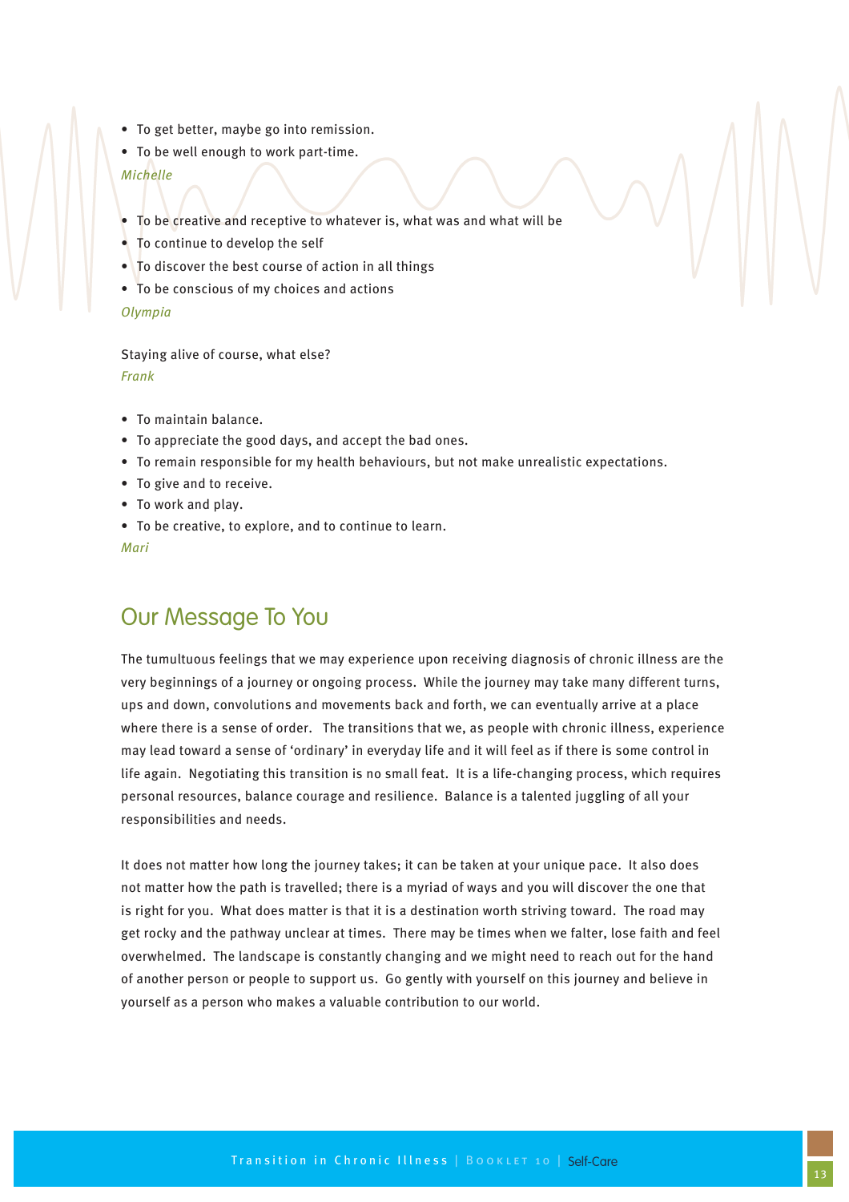- To get better, maybe go into remission.
- To be well enough to work part-time.

*Michelle*

- To be creative and receptive to whatever is, what was and what will be
- To continue to develop the self
- To discover the best course of action in all things
- To be conscious of my choices and actions

*Olympia*

Staying alive of course, what else?

*Frank*

- To maintain balance.
- To appreciate the good days, and accept the bad ones.
- To remain responsible for my health behaviours, but not make unrealistic expectations.
- To give and to receive.
- To work and play.
- To be creative, to explore, and to continue to learn.

*Mari*

## Our Message To You

The tumultuous feelings that we may experience upon receiving diagnosis of chronic illness are the very beginnings of a journey or ongoing process. While the journey may take many different turns, ups and down, convolutions and movements back and forth, we can eventually arrive at a place where there is a sense of order. The transitions that we, as people with chronic illness, experience may lead toward a sense of 'ordinary' in everyday life and it will feel as if there is some control in life again. Negotiating this transition is no small feat. It is a life-changing process, which requires personal resources, balance courage and resilience. Balance is a talented juggling of all your responsibilities and needs.

It does not matter how long the journey takes; it can be taken at your unique pace. It also does not matter how the path is travelled; there is a myriad of ways and you will discover the one that is right for you. What does matter is that it is a destination worth striving toward. The road may get rocky and the pathway unclear at times. There may be times when we falter, lose faith and feel overwhelmed. The landscape is constantly changing and we might need to reach out for the hand of another person or people to support us. Go gently with yourself on this journey and believe in yourself as a person who makes a valuable contribution to our world.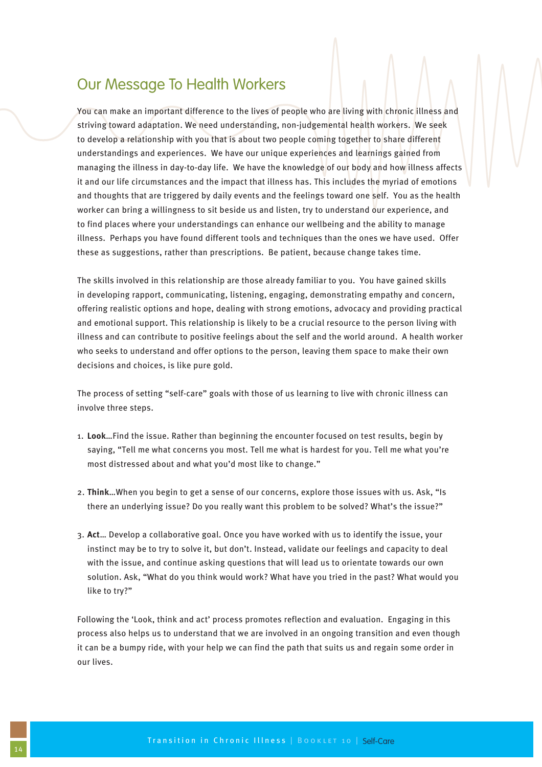## Our Message To Health Workers

You can make an important difference to the lives of people who are living with chronic illness and striving toward adaptation. We need understanding, non-judgemental health workers. We seek to develop a relationship with you that is about two people coming together to share different understandings and experiences. We have our unique experiences and learnings gained from managing the illness in day-to-day life. We have the knowledge of our body and how illness affects it and our life circumstances and the impact that illness has. This includes the myriad of emotions and thoughts that are triggered by daily events and the feelings toward one self. You as the health worker can bring a willingness to sit beside us and listen, try to understand our experience, and to find places where your understandings can enhance our wellbeing and the ability to manage illness. Perhaps you have found different tools and techniques than the ones we have used. Offer these as suggestions, rather than prescriptions. Be patient, because change takes time.

The skills involved in this relationship are those already familiar to you. You have gained skills in developing rapport, communicating, listening, engaging, demonstrating empathy and concern, offering realistic options and hope, dealing with strong emotions, advocacy and providing practical and emotional support. This relationship is likely to be a crucial resource to the person living with illness and can contribute to positive feelings about the self and the world around. A health worker who seeks to understand and offer options to the person, leaving them space to make their own decisions and choices, is like pure gold.

The process of setting "self-care" goals with those of us learning to live with chronic illness can involve three steps.

1. **Look**...Find the issue. Rather than beginning the encounter focused on test results, begin by saying, "Tell me what concerns you most. Tell me what is hardest for you. Tell me what you're most distressed about and what you'd most like to change."

2. **Think**...When you begin to get a sense of our concerns, explore those issues with us. Ask, "Is there an underlying issue? Do you really want this problem to be solved? What's the issue?"

3. **Act**... Develop a collaborative goal. Once you have worked with us to identify the issue, your instinct may be to try to solve it, but don't. Instead, validate our feelings and capacity to deal with the issue, and continue asking questions that will lead us to orientate towards our own solution. Ask, "What do you think would work? What have you tried in the past? What would you like to try?"

Following the 'Look, think and act' process promotes reflection and evaluation. Engaging in this process also helps us to understand that we are involved in an ongoing transition and even though it can be a bumpy ride, with your help we can find the path that suits us and regain some order in our lives.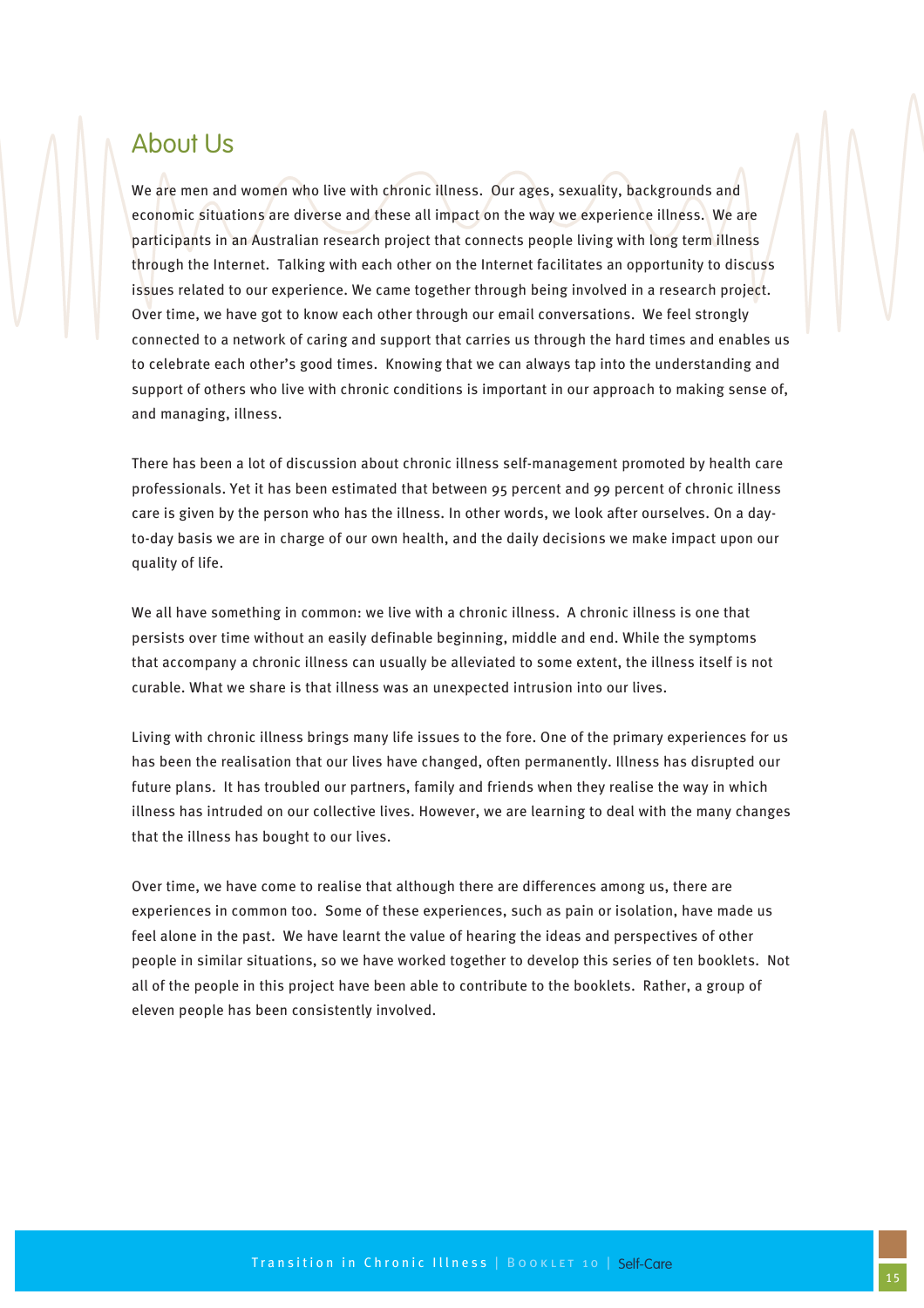## About Us

We are men and women who live with chronic illness. Our ages, sexuality, backgrounds and economic situations are diverse and these all impact on the way we experience illness. We are participants in an Australian research project that connects people living with long term illness through the Internet. Talking with each other on the Internet facilitates an opportunity to discuss issues related to our experience. We came together through being involved in a research project. Over time, we have got to know each other through our email conversations. We feel strongly connected to a network of caring and support that carries us through the hard times and enables us to celebrate each other's good times. Knowing that we can always tap into the understanding and support of others who live with chronic conditions is important in our approach to making sense of, and managing, illness.

There has been a lot of discussion about chronic illness self-management promoted by health care professionals. Yet it has been estimated that between 95 percent and 99 percent of chronic illness care is given by the person who has the illness. In other words, we look after ourselves. On a day-to-day basis we are in charge of our own health, and the daily decisions we make impact upon our quality of life.

We all have something in common: we live with a chronic illness. A chronic illness is one that persists over time without an easily definable beginning, middle and end. While the symptoms that accompany a chronic illness can usually be alleviated to some extent, the illness itself is not curable. What we share is that illness was an unexpected intrusion into our lives.

Living with chronic illness brings many life issues to the fore. One of the primary experiences for us has been the realisation that our lives have changed, often permanently. Illness has disrupted our future plans. It has troubled our partners, family and friends when they realise the way in which illness has intruded on our collective lives. However, we are learning to deal with the many changes that the illness has bought to our lives.

Over time, we have come to realise that although there are differences among us, there are experiences in common too. Some of these experiences, such as pain or isolation, have made us feel alone in the past. We have learnt the value of hearing the ideas and perspectives of other people in similar situations, so we have worked together to develop this series of ten booklets. Not all of the people in this project have been able to contribute to the booklets. Rather, a group of eleven people has been consistently involved.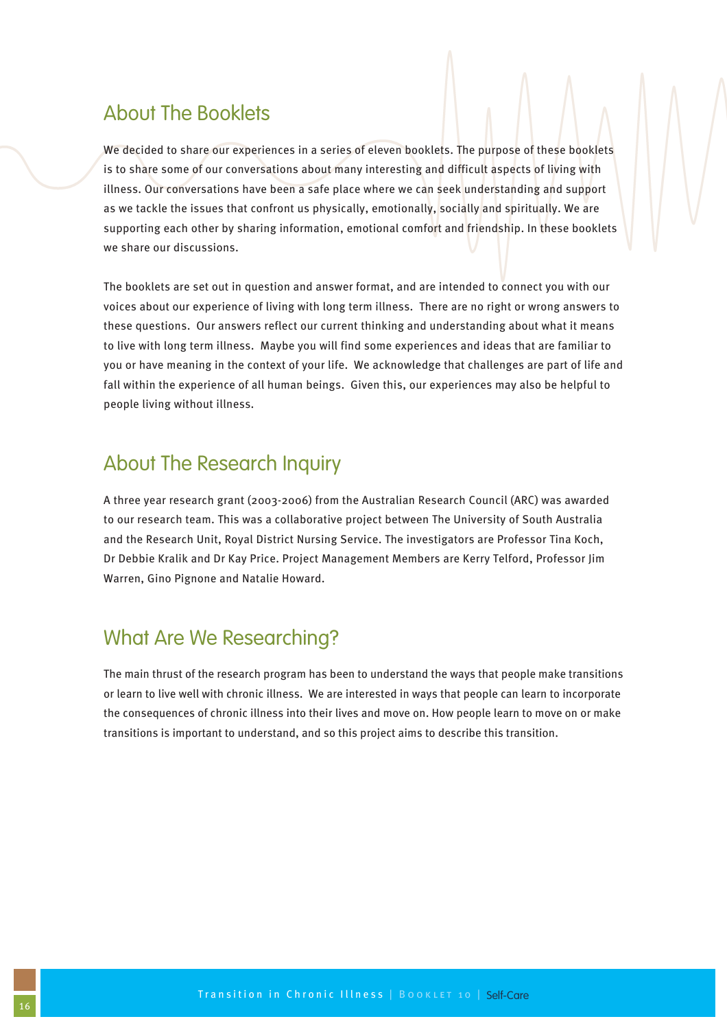## About The Booklets

We decided to share our experiences in a series of eleven booklets. The purpose of these booklets is to share some of our conversations about many interesting and difficult aspects of living with illness. Our conversations have been a safe place where we can seek understanding and support as we tackle the issues that confront us physically, emotionally, socially and spiritually. We are supporting each other by sharing information, emotional comfort and friendship. In these booklets we share our discussions.

The booklets are set out in question and answer format, and are intended to connect you with our voices about our experience of living with long term illness. There are no right or wrong answers to these questions. Our answers reflect our current thinking and understanding about what it means to live with long term illness. Maybe you will find some experiences and ideas that are familiar to you or have meaning in the context of your life. We acknowledge that challenges are part of life and fall within the experience of all human beings. Given this, our experiences may also be helpful to people living without illness.

## About The Research Inquiry

A three year research grant (2003-2006) from the Australian Research Council (ARC) was awarded to our research team. This was a collaborative project between The University of South Australia and the Research Unit, Royal District Nursing Service. The investigators are Professor Tina Koch, Dr Debbie Kralik and Dr Kay Price. Project Management Members are Kerry Telford, Professor Jim Warren, Gino Pignone and Natalie Howard.

## What Are We Researching?

The main thrust of the research program has been to understand the ways that people make transitions or learn to live well with chronic illness. We are interested in ways that people can learn to incorporate the consequences of chronic illness into their lives and move on. How people learn to move on or make transitions is important to understand, and so this project aims to describe this transition.